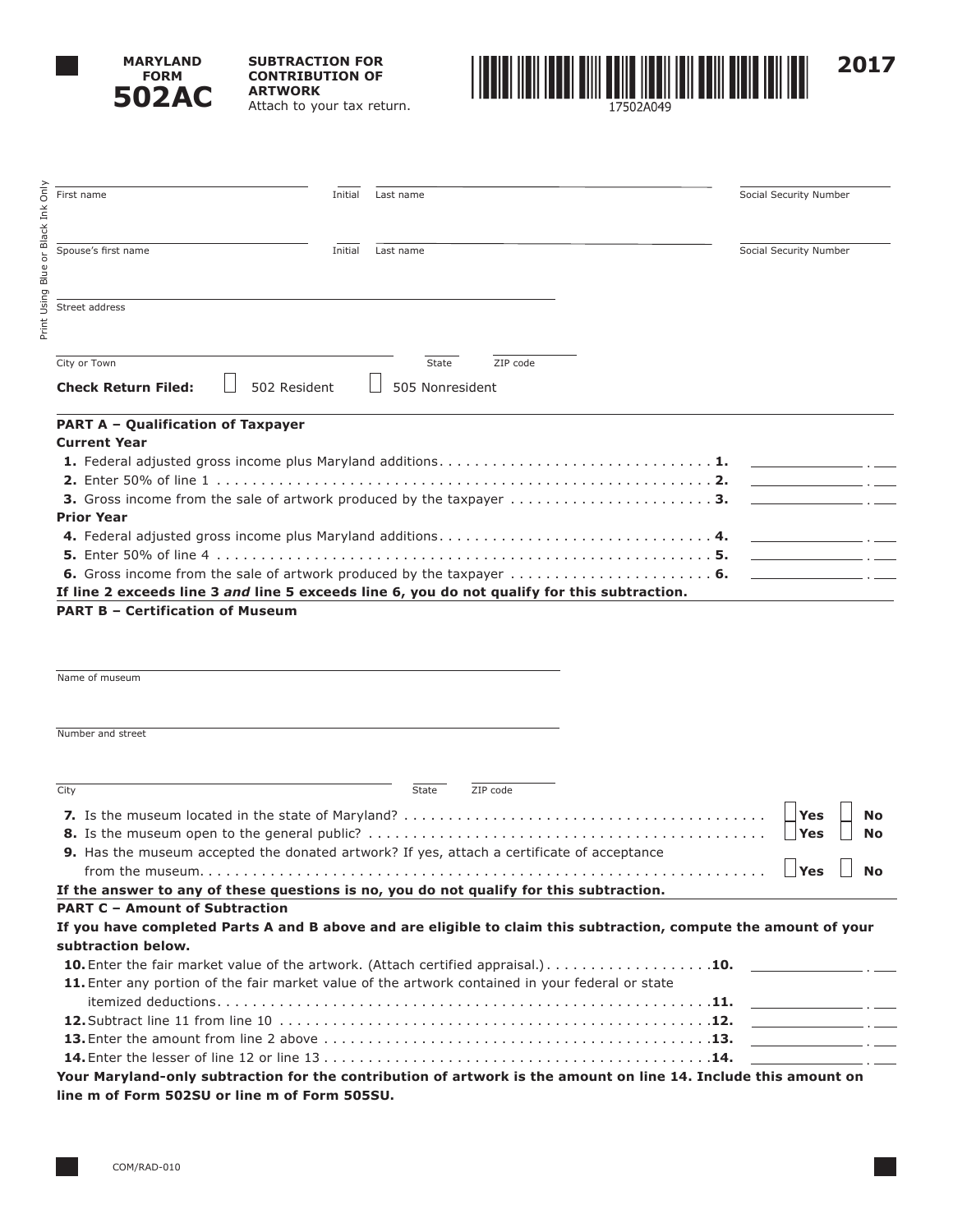# MARYLAND FORM 502AC

**SUBTRACTION FOR CONTRIBUTION OF ARTWORK**

Attach to your tax return.

17502A049

**2017**

Print Using Blue or Black Ink Only

First name ______ Initial ______ Last name ______ Social Security Number ______

Spouse's first name ______ Initial ______ Last name ______ Social Security Number ______

Street address ______

City or Town ______ State ______ ZIP code ______

**Check Return Filed:** ☐ 502 Resident ☐ 505 Nonresident

## PART A – Qualification of Taxpayer

**Current Year**

1. Federal adjusted gross income plus Maryland additions . . . . . . . . **1.** ______ . ___
2. Enter 50% of line 1 . . . . . . . . **2.** ______ . ___
3. Gross income from the sale of artwork produced by the taxpayer . . . . . . . . **3.** ______ . ___

**Prior Year**

4. Federal adjusted gross income plus Maryland additions . . . . . . . . **4.** ______ . ___
5. Enter 50% of line 4 . . . . . . . . **5.** ______ . ___
6. Gross income from the sale of artwork produced by the taxpayer . . . . . . . . **6.** ______ . ___

**If line 2 exceeds line 3 *and* line 5 exceeds line 6, you do not qualify for this subtraction.**

## PART B – Certification of Museum

Name of museum ______

Number and street ______

City ______ State ______ ZIP code ______

7. Is the museum located in the state of Maryland? . . . . . . . . ☐ **Yes** ☐ **No**
8. Is the museum open to the general public? . . . . . . . . ☐ **Yes** ☐ **No**
9. Has the museum accepted the donated artwork? If yes, attach a certificate of acceptance from the museum. . . . . . . . . ☐ **Yes** ☐ **No**

**If the answer to any of these questions is no, you do not qualify for this subtraction.**

## PART C – Amount of Subtraction

**If you have completed Parts A and B above and are eligible to claim this subtraction, compute the amount of your subtraction below.**

10. Enter the fair market value of the artwork. (Attach certified appraisal.) . . . . . . . . **10.** ______ . ___
11. Enter any portion of the fair market value of the artwork contained in your federal or state itemized deductions . . . . . . . . **11.** ______ . ___
12. Subtract line 11 from line 10 . . . . . . . . **12.** ______ . ___
13. Enter the amount from line 2 above . . . . . . . . **13.** ______ . ___
14. Enter the lesser of line 12 or line 13 . . . . . . . . **14.** ______ . ___

**Your Maryland-only subtraction for the contribution of artwork is the amount on line 14. Include this amount on line m of Form 502SU or line m of Form 505SU.**

COM/RAD-010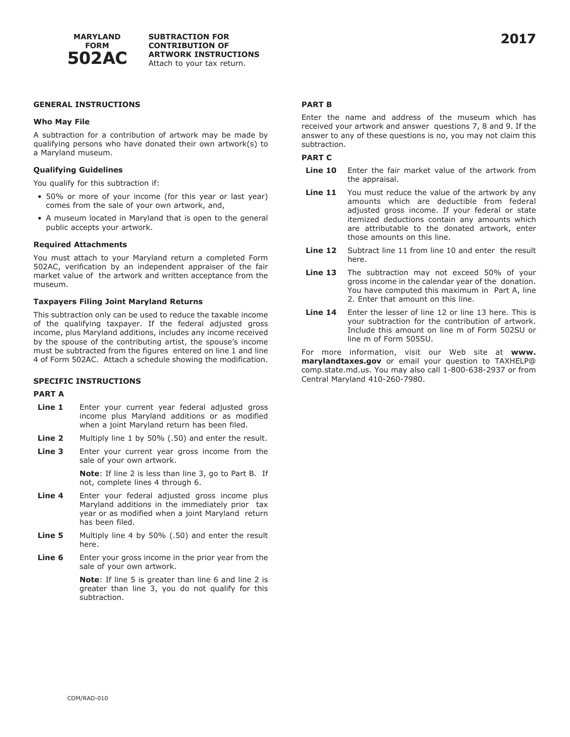**MARYLAND FORM 502AC**

**SUBTRACTION FOR CONTRIBUTION OF ARTWORK INSTRUCTIONS**
Attach to your tax return.

**2017**

## GENERAL INSTRUCTIONS

### Who May File

A subtraction for a contribution of artwork may be made by qualifying persons who have donated their own artwork(s) to a Maryland museum.

### Qualifying Guidelines

You qualify for this subtraction if:

- 50% or more of your income (for this year or last year) comes from the sale of your own artwork, and,
- A museum located in Maryland that is open to the general public accepts your artwork.

### Required Attachments

You must attach to your Maryland return a completed Form 502AC, verification by an independent appraiser of the fair market value of the artwork and written acceptance from the museum.

### Taxpayers Filing Joint Maryland Returns

This subtraction only can be used to reduce the taxable income of the qualifying taxpayer. If the federal adjusted gross income, plus Maryland additions, includes any income received by the spouse of the contributing artist, the spouse's income must be subtracted from the figures entered on line 1 and line 4 of Form 502AC. Attach a schedule showing the modification.

## SPECIFIC INSTRUCTIONS

### PART A

**Line 1** Enter your current year federal adjusted gross income plus Maryland additions or as modified when a joint Maryland return has been filed.

**Line 2** Multiply line 1 by 50% (.50) and enter the result.

**Line 3** Enter your current year gross income from the sale of your own artwork.

**Note**: If line 2 is less than line 3, go to Part B. If not, complete lines 4 through 6.

**Line 4** Enter your federal adjusted gross income plus Maryland additions in the immediately prior tax year or as modified when a joint Maryland return has been filed.

**Line 5** Multiply line 4 by 50% (.50) and enter the result here.

**Line 6** Enter your gross income in the prior year from the sale of your own artwork.

**Note**: If line 5 is greater than line 6 and line 2 is greater than line 3, you do not qualify for this subtraction.

### PART B

Enter the name and address of the museum which has received your artwork and answer questions 7, 8 and 9. If the answer to any of these questions is no, you may not claim this subtraction.

### PART C

**Line 10** Enter the fair market value of the artwork from the appraisal.

**Line 11** You must reduce the value of the artwork by any amounts which are deductible from federal adjusted gross income. If your federal or state itemized deductions contain any amounts which are attributable to the donated artwork, enter those amounts on this line.

**Line 12** Subtract line 11 from line 10 and enter the result here.

**Line 13** The subtraction may not exceed 50% of your gross income in the calendar year of the donation. You have computed this maximum in Part A, line 2. Enter that amount on this line.

**Line 14** Enter the lesser of line 12 or line 13 here. This is your subtraction for the contribution of artwork. Include this amount on line m of Form 502SU or line m of Form 505SU.

For more information, visit our Web site at **www.marylandtaxes.gov** or email your question to TAXHELP@comp.state.md.us. You may also call 1-800-638-2937 or from Central Maryland 410-260-7980.

COM/RAD-010